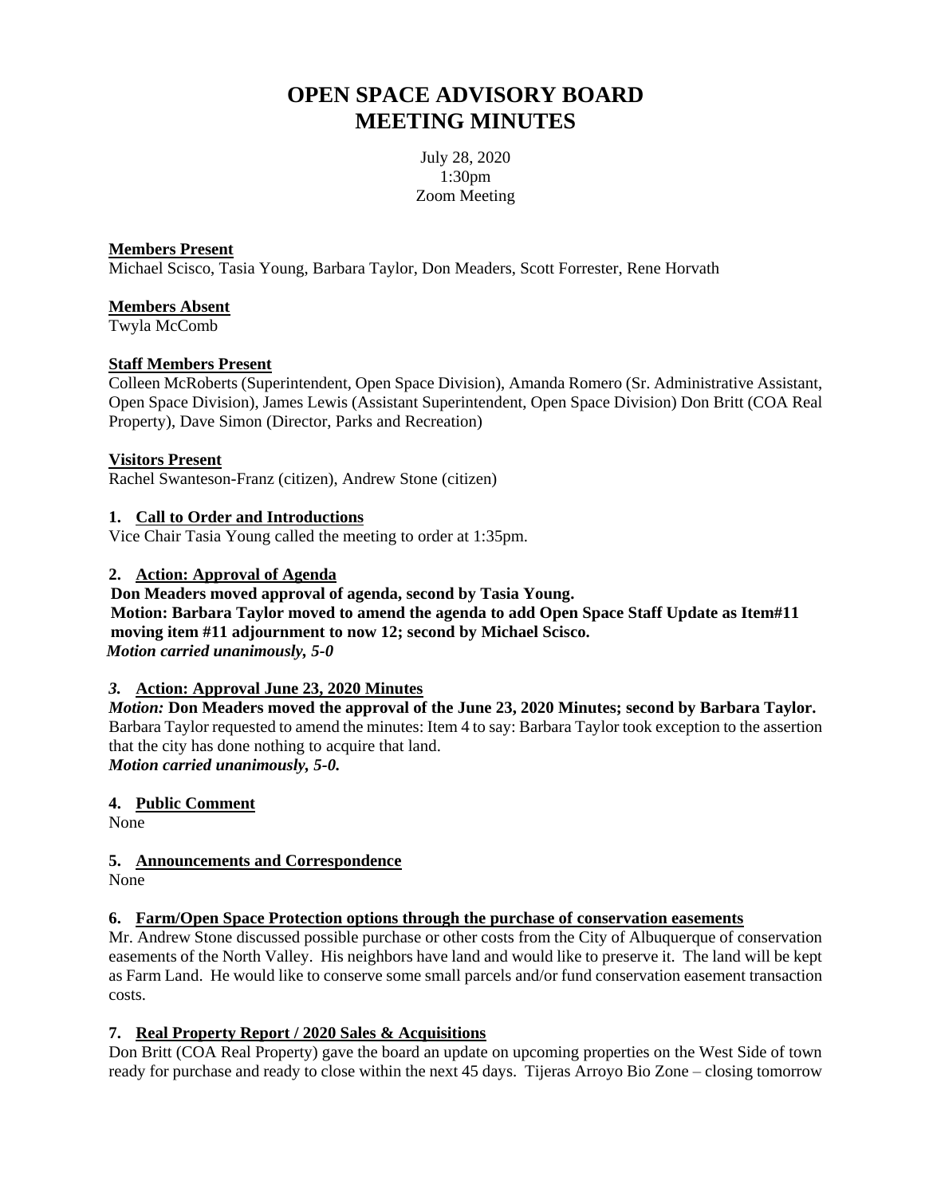# OPEN SPACE ADVISORY BOARD
# MEETING MINUTES

July 28, 2020
1:30pm
Zoom Meeting

**Members Present**
Michael Scisco, Tasia Young, Barbara Taylor, Don Meaders, Scott Forrester, Rene Horvath

**Members Absent**
Twyla McComb

**Staff Members Present**
Colleen McRoberts (Superintendent, Open Space Division), Amanda Romero (Sr. Administrative Assistant, Open Space Division), James Lewis (Assistant Superintendent, Open Space Division) Don Britt (COA Real Property), Dave Simon (Director, Parks and Recreation)

**Visitors Present**
Rachel Swanteson-Franz (citizen), Andrew Stone (citizen)

**1. Call to Order and Introductions**
Vice Chair Tasia Young called the meeting to order at 1:35pm.

**2. Action: Approval of Agenda**
**Don Meaders moved approval of agenda, second by Tasia Young.**
**Motion: Barbara Taylor moved to amend the agenda to add Open Space Staff Update as Item#11 moving item #11 adjournment to now 12; second by Michael Scisco.**
***Motion carried unanimously, 5-0***

***3.* Action: Approval June 23, 2020 Minutes**
***Motion:* Don Meaders moved the approval of the June 23, 2020 Minutes; second by Barbara Taylor.**
Barbara Taylor requested to amend the minutes: Item 4 to say: Barbara Taylor took exception to the assertion that the city has done nothing to acquire that land.
***Motion carried unanimously, 5-0.***

**4. Public Comment**
None

**5. Announcements and Correspondence**
None

**6. Farm/Open Space Protection options through the purchase of conservation easements**
Mr. Andrew Stone discussed possible purchase or other costs from the City of Albuquerque of conservation easements of the North Valley. His neighbors have land and would like to preserve it. The land will be kept as Farm Land. He would like to conserve some small parcels and/or fund conservation easement transaction costs.

**7. Real Property Report / 2020 Sales & Acquisitions**
Don Britt (COA Real Property) gave the board an update on upcoming properties on the West Side of town ready for purchase and ready to close within the next 45 days. Tijeras Arroyo Bio Zone – closing tomorrow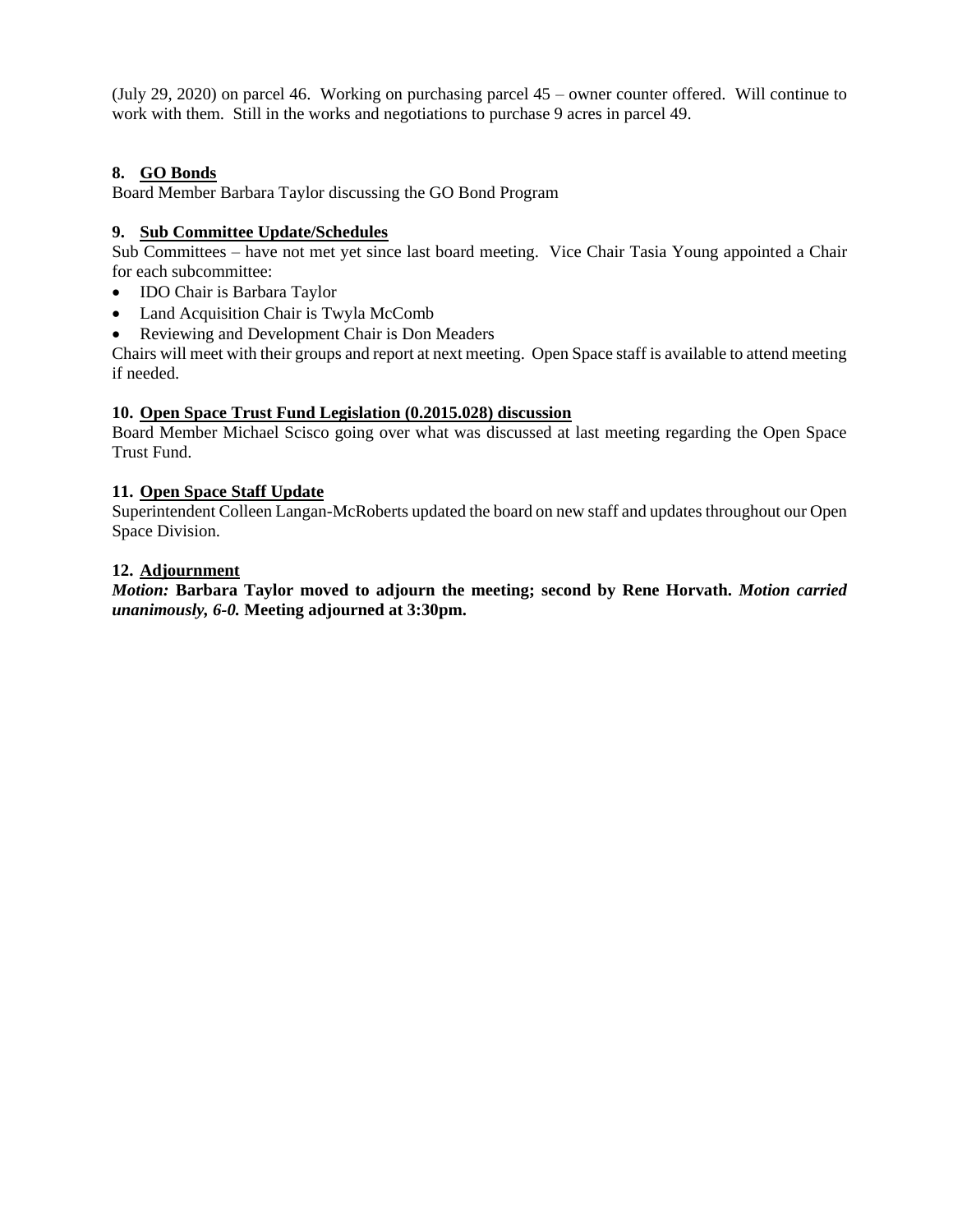(July 29, 2020) on parcel 46. Working on purchasing parcel 45 – owner counter offered. Will continue to work with them. Still in the works and negotiations to purchase 9 acres in parcel 49.

**8. GO Bonds**

Board Member Barbara Taylor discussing the GO Bond Program

**9. Sub Committee Update/Schedules**

Sub Committees – have not met yet since last board meeting. Vice Chair Tasia Young appointed a Chair for each subcommittee:

- IDO Chair is Barbara Taylor
- Land Acquisition Chair is Twyla McComb
- Reviewing and Development Chair is Don Meaders

Chairs will meet with their groups and report at next meeting. Open Space staff is available to attend meeting if needed.

**10. Open Space Trust Fund Legislation (0.2015.028) discussion**

Board Member Michael Scisco going over what was discussed at last meeting regarding the Open Space Trust Fund.

**11. Open Space Staff Update**

Superintendent Colleen Langan-McRoberts updated the board on new staff and updates throughout our Open Space Division.

**12. Adjournment**

***Motion:*** **Barbara Taylor moved to adjourn the meeting; second by Rene Horvath.** ***Motion carried unanimously, 6-0.*** **Meeting adjourned at 3:30pm.**